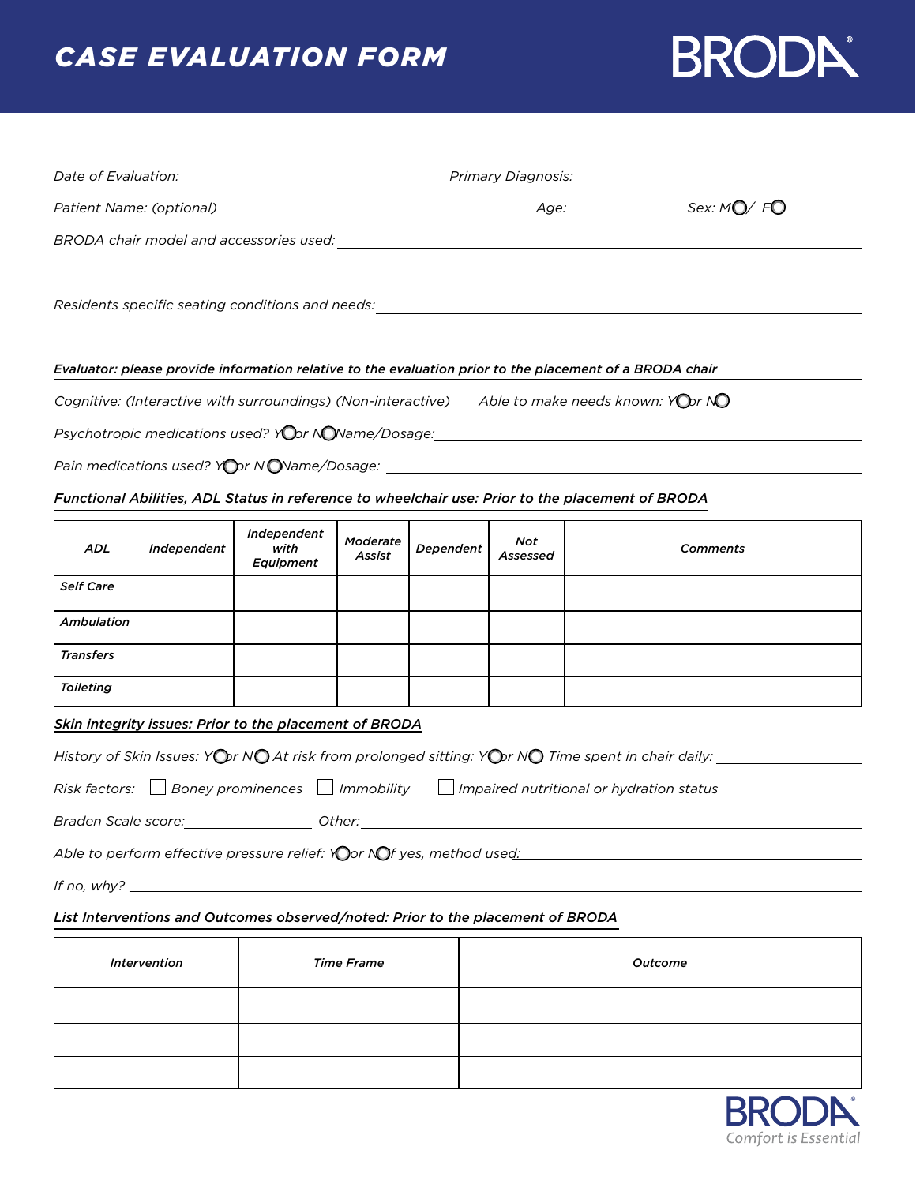# CASE EVALUATION FORM

BRODA

*Date of Evaluation:* ______________________ *Primary Diagnosis:* ______________________

*Patient Name: (optional)* ______________________ *Age:* __________ *Sex: M○ / F○*

*BRODA chair model and accessories used:* ______________________

______________________

*Residents specific seating conditions and needs:* ______________________

______________________

***Evaluator: please provide information relative to the evaluation prior to the placement of a BRODA chair***

*Cognitive: (Interactive with surroundings) (Non-interactive)* *Able to make needs known: Y○ or N○*

*Psychotropic medications used? Y○ or N○ Name/Dosage:* ______________________

*Pain medications used? Y○ or N○ Name/Dosage:* ______________________

***Functional Abilities, ADL Status in reference to wheelchair use: Prior to the placement of BRODA***

| *ADL* | *Independent* | *Independent with Equipment* | *Moderate Assist* | *Dependent* | *Not Assessed* | *Comments* |
|---|---|---|---|---|---|---|
| ***Self Care*** | | | | | | |
| ***Ambulation*** | | | | | | |
| ***Transfers*** | | | | | | |
| ***Toileting*** | | | | | | |

***Skin integrity issues: Prior to the placement of BRODA***

*History of Skin Issues: Y○ or N○ At risk from prolonged sitting: Y○ or N○ Time spent in chair daily:* __________

*Risk factors:* ☐ *Boney prominences* ☐ *Immobility* ☐ *Impaired nutritional or hydration status*

*Braden Scale score:* __________ *Other:* ______________________

*Able to perform effective pressure relief: Y○ or N○ If yes, method used:* ______________________

*If no, why?* ______________________

***List Interventions and Outcomes observed/noted: Prior to the placement of BRODA***

| *Intervention* | *Time Frame* | *Outcome* |
|---|---|---|
| | | |
| | | |
| | | |

BRODA
Comfort is Essential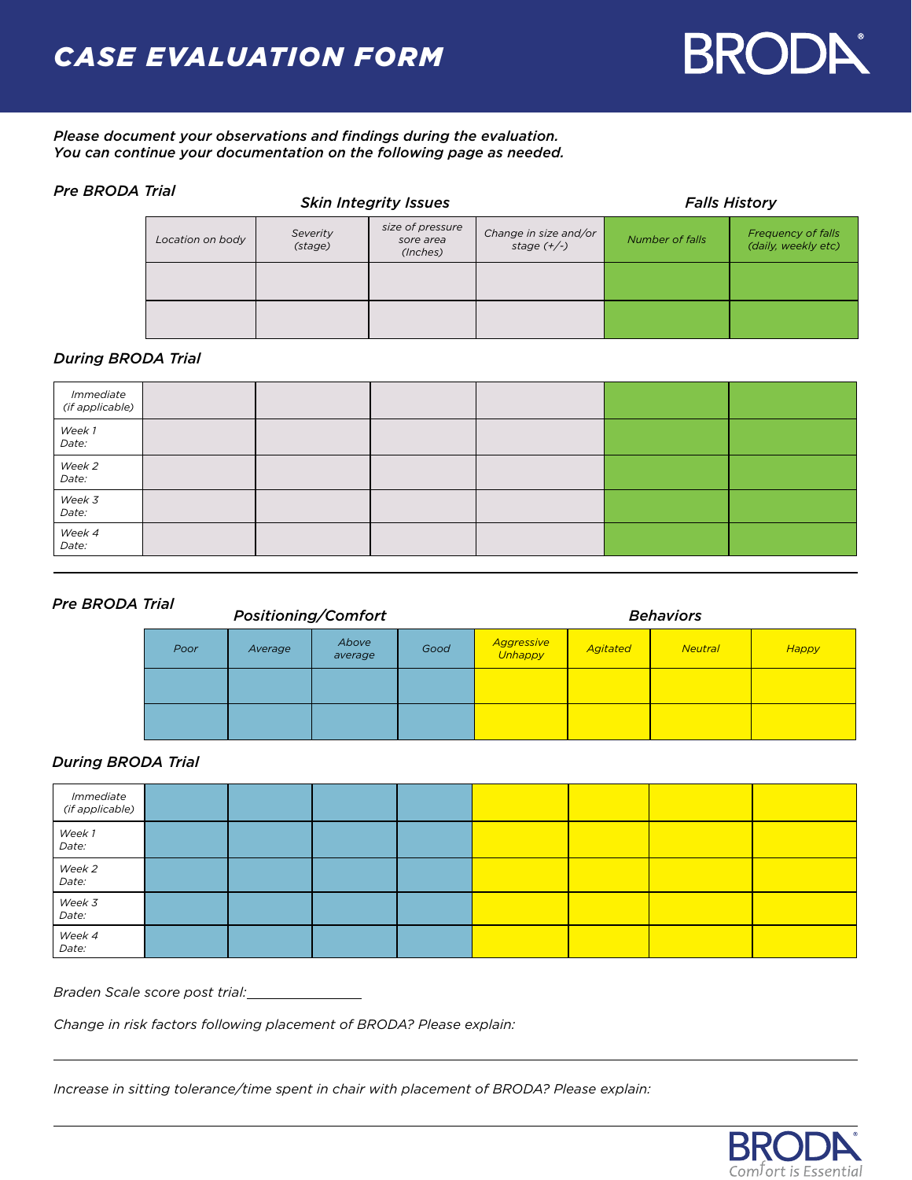# CASE EVALUATION FORM

*Please document your observations and findings during the evaluation.*
*You can continue your documentation on the following page as needed.*

*Pre BRODA Trial*

| | Skin Integrity Issues | | | | Falls History | |
|---|---|---|---|---|---|---|
| | Location on body | Severity (stage) | size of pressure sore area (Inches) | Change in size and/or stage (+/-) | Number of falls | Frequency of falls (daily, weekly etc) |
| | | | | | | |
| | | | | | | |

*During BRODA Trial*

| | | | | | | |
|---|---|---|---|---|---|---|
| Immediate (if applicable) | | | | | | |
| Week 1 Date: | | | | | | |
| Week 2 Date: | | | | | | |
| Week 3 Date: | | | | | | |
| Week 4 Date: | | | | | | |

*Pre BRODA Trial*

| | Positioning/Comfort | | | | Behaviors | | | |
|---|---|---|---|---|---|---|---|---|
| | Poor | Average | Above average | Good | Aggressive Unhappy | Agitated | Neutral | Happy |
| | | | | | | | | |
| | | | | | | | | |

*During BRODA Trial*

| | | | | | | | | |
|---|---|---|---|---|---|---|---|---|
| Immediate (if applicable) | | | | | | | | |
| Week 1 Date: | | | | | | | | |
| Week 2 Date: | | | | | | | | |
| Week 3 Date: | | | | | | | | |
| Week 4 Date: | | | | | | | | |

*Braden Scale score post trial:*_______________

*Change in risk factors following placement of BRODA? Please explain:*

*Increase in sitting tolerance/time spent in chair with placement of BRODA? Please explain:*

BRODA Comfort is Essential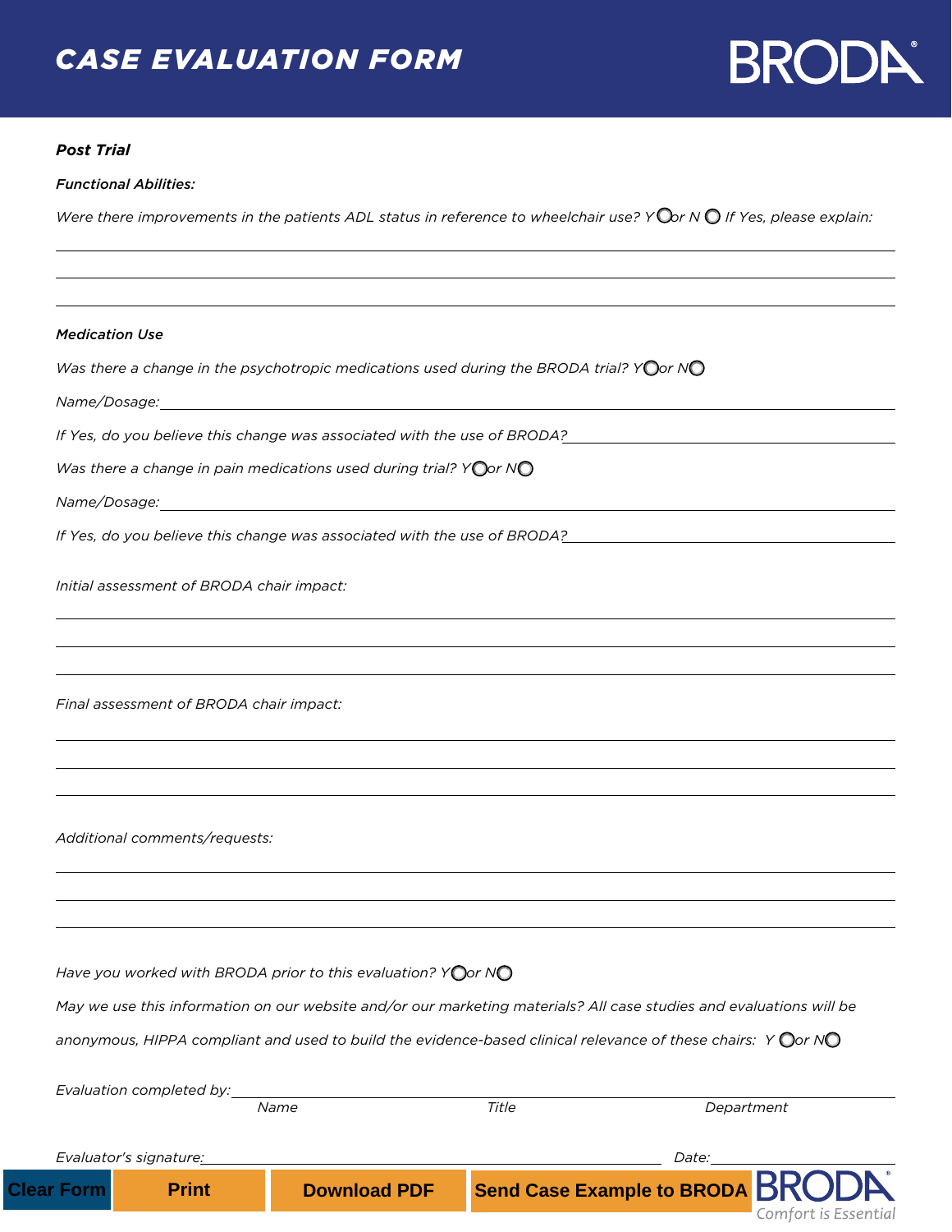# CASE EVALUATION FORM

BRODA

***Post Trial***

***Functional Abilities:***

*Were there improvements in the patients ADL status in reference to wheelchair use? Y ○ or N ○ If Yes, please explain:*

______________________________________________

______________________________________________

______________________________________________

***Medication Use***

*Was there a change in the psychotropic medications used during the BRODA trial? Y ○ or N ○*

*Name/Dosage:* ______________________________________________

*If Yes, do you believe this change was associated with the use of BRODA?* ______________________

*Was there a change in pain medications used during trial? Y ○ or N ○*

*Name/Dosage:* ______________________________________________

*If Yes, do you believe this change was associated with the use of BRODA?* ______________________

*Initial assessment of BRODA chair impact:*

______________________________________________

______________________________________________

______________________________________________

*Final assessment of BRODA chair impact:*

______________________________________________

______________________________________________

______________________________________________

*Additional comments/requests:*

______________________________________________

______________________________________________

______________________________________________

*Have you worked with BRODA prior to this evaluation? Y ○ or N ○*

*May we use this information on our website and/or our marketing materials? All case studies and evaluations will be anonymous, HIPPA compliant and used to build the evidence-based clinical relevance of these chairs: Y ○ or N ○*

*Evaluation completed by:* ______________________________________________

*Name* *Title* *Department*

*Evaluator's signature:* ______________________________ *Date:* ______________

Clear Form | Print | Download PDF | Send Case Example to BRODA

BRODA
Comfort is Essential